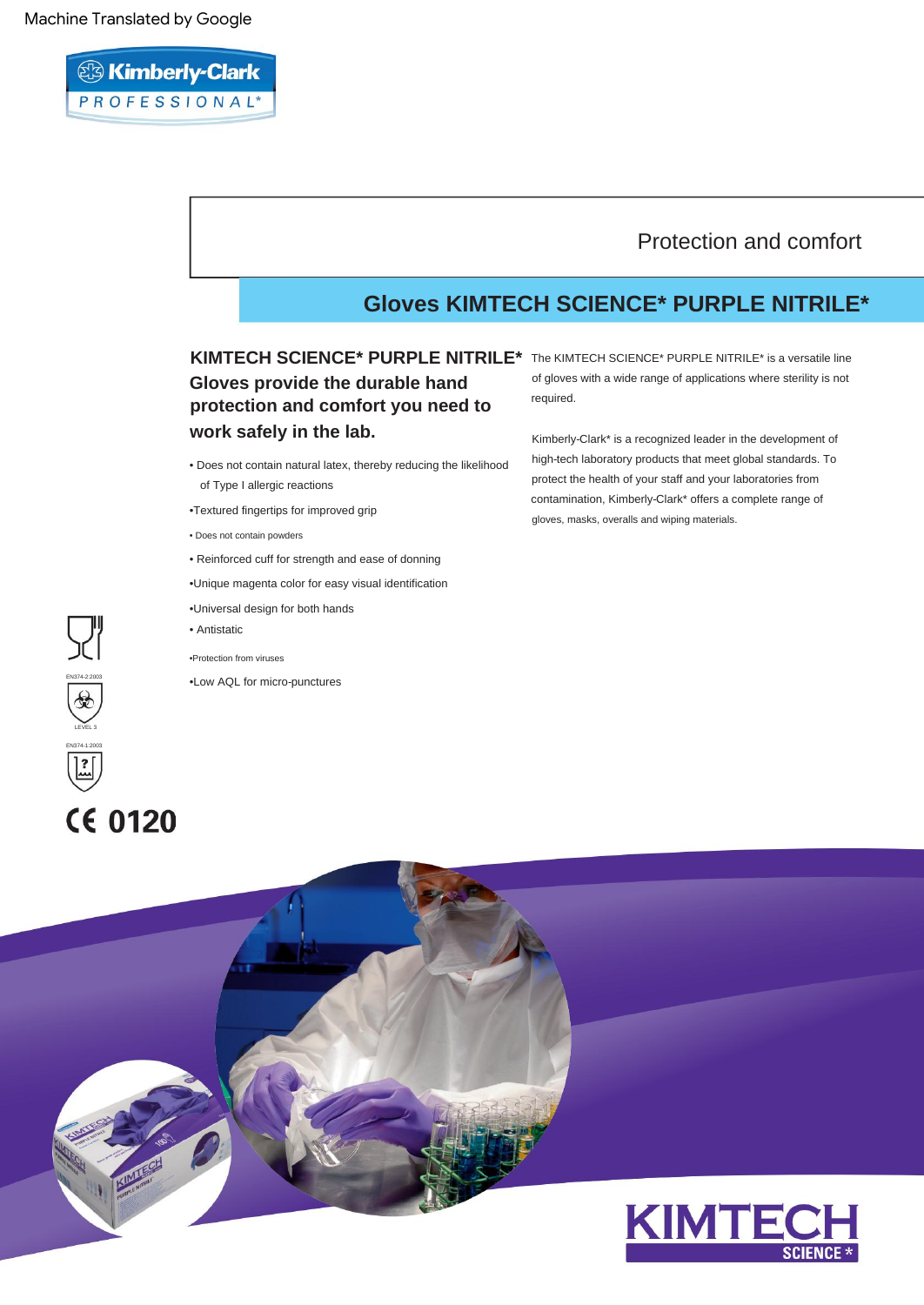Machine Translated by Google

Kimberly-Clark PROFESSIONAL*

Protection and comfort

# Gloves KIMTECH SCIENCE* PURPLE NITRILE*

## KIMTECH SCIENCE* PURPLE NITRILE* Gloves provide the durable hand protection and comfort you need to work safely in the lab.

- Does not contain natural latex, thereby reducing the likelihood of Type I allergic reactions
- Textured fingertips for improved grip
- Does not contain powders
- Reinforced cuff for strength and ease of donning
- Unique magenta color for easy visual identification
- Universal design for both hands
- Antistatic
- Protection from viruses
- Low AQL for micro-punctures

The KIMTECH SCIENCE* PURPLE NITRILE* is a versatile line of gloves with a wide range of applications where sterility is not required.

Kimberly-Clark* is a recognized leader in the development of high-tech laboratory products that meet global standards. To protect the health of your staff and your laboratories from contamination, Kimberly-Clark* offers a complete range of gloves, masks, overalls and wiping materials.

EN374-2:2003

LEVEL 3

EN374-1:2003

CE 0120

KIMTECH SCIENCE*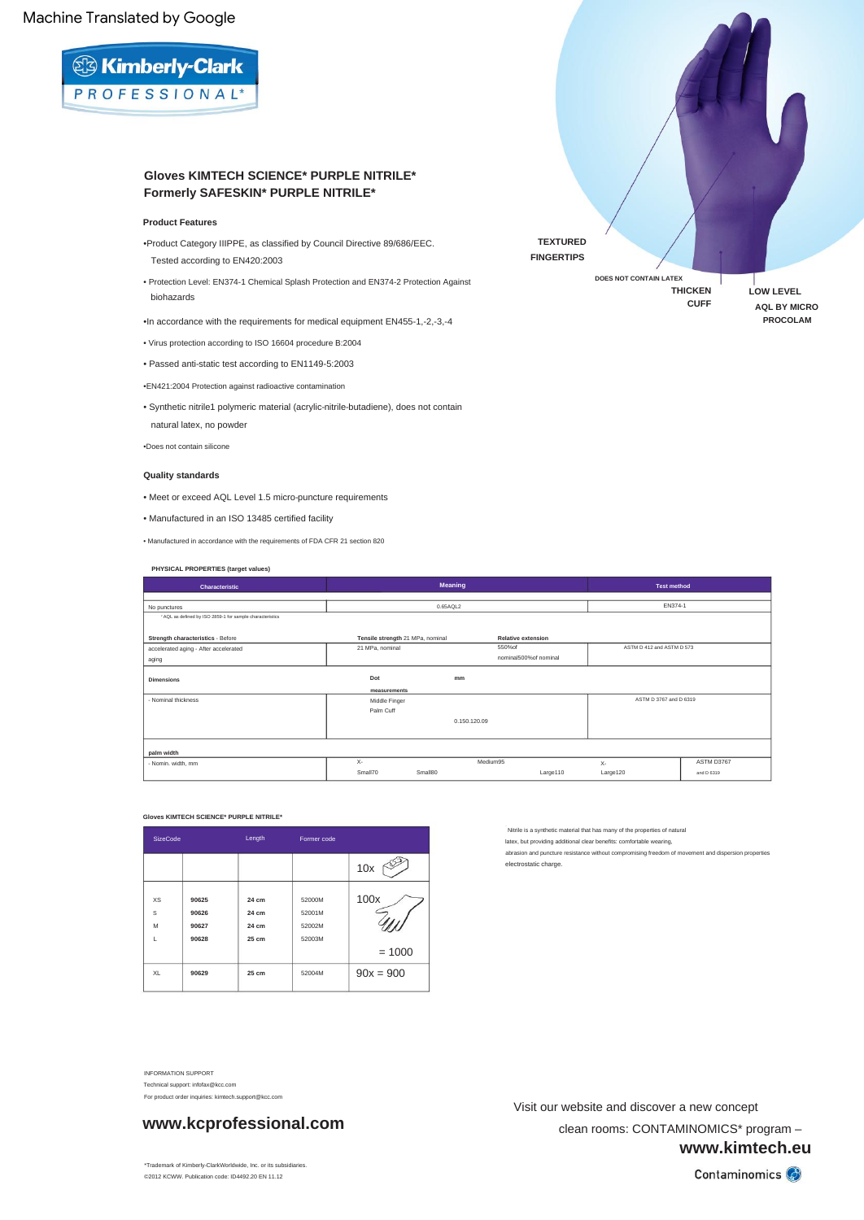Machine Translated by Google

Kimberly-Clark PROFESSIONAL*

## Gloves KIMTECH SCIENCE* PURPLE NITRILE* Formerly SAFESKIN* PURPLE NITRILE*

TEXTURED FINGERTIPS

DOES NOT CONTAIN LATEX

THICKEN CUFF

LOW LEVEL AQL BY MICRO PROCOLAM

### Product Features

- Product Category IIIPPE, as classified by Council Directive 89/686/EEC. Tested according to EN420:2003
- Protection Level: EN374-1 Chemical Splash Protection and EN374-2 Protection Against biohazards
- In accordance with the requirements for medical equipment EN455-1,-2,-3,-4
- Virus protection according to ISO 16604 procedure B:2004
- Passed anti-static test according to EN1149-5:2003
- EN421:2004 Protection against radioactive contamination
- Synthetic nitrile1 polymeric material (acrylic-nitrile-butadiene), does not contain natural latex, no powder
- Does not contain silicone

### Quality standards

- Meet or exceed AQL Level 1.5 micro-puncture requirements
- Manufactured in an ISO 13485 certified facility
- Manufactured in accordance with the requirements of FDA CFR 21 section 820

PHYSICAL PROPERTIES (target values)

| Characteristic | Meaning | | | | Test method | |
|---|---|---|---|---|---|---|
| No punctures | 0.65AQL2 | | | | EN374-1 | |
| * AQL as defined by ISO 2859-1 for sample characteristics | | | | | | |
| Strength characteristics - Before accelerated aging - After accelerated aging | Tensile strength 21 MPa, nominal<br>21 MPa, nominal | | Relative extension<br>550%of nominal500%of nominal | | ASTM D 412 and ASTM D 573 | |
| Dimensions | Dot measurements | | mm | | | |
| - Nominal thickness | Middle Finger<br>Palm Cuff | | 0.150.120.09 | | ASTM D 3767 and D 6319 | |
| palm width | | | | | | |
| - Nomin. width, mm | X-Small70 | Small80 | Medium95 | Large110 | X-Large120 | ASTM D3767 and D 6319 |

Gloves KIMTECH SCIENCE* PURPLE NITRILE*

| SizeCode | | Length | Former code | |
|---|---|---|---|---|
| | | | | 10x |
| XS<br>S<br>M<br>L | 90625<br>90626<br>90627<br>90628 | 24 cm<br>24 cm<br>24 cm<br>25 cm | 52000M<br>52001M<br>52002M<br>52003M | 100x<br>= 1000 |
| XL | 90629 | 25 cm | 52004M | 90x = 900 |

Nitrile is a synthetic material that has many of the properties of natural latex, but providing additional clear benefits: comfortable wearing, abrasion and puncture resistance without compromising freedom of movement and dispersion properties electrostatic charge.

INFORMATION SUPPORT
Technical support: infofax@kcc.com
For product order inquiries: kimtech.support@kcc.com

**www.kcprofessional.com**

Visit our website and discover a new concept clean rooms: CONTAMINOMICS* program –
**www.kimtech.eu**

Contaminomics

*Trademark of Kimberly-ClarkWorldwide, Inc. or its subsidiaries.
©2012 KCWW. Publication code: ID4492.20 EN 11.12